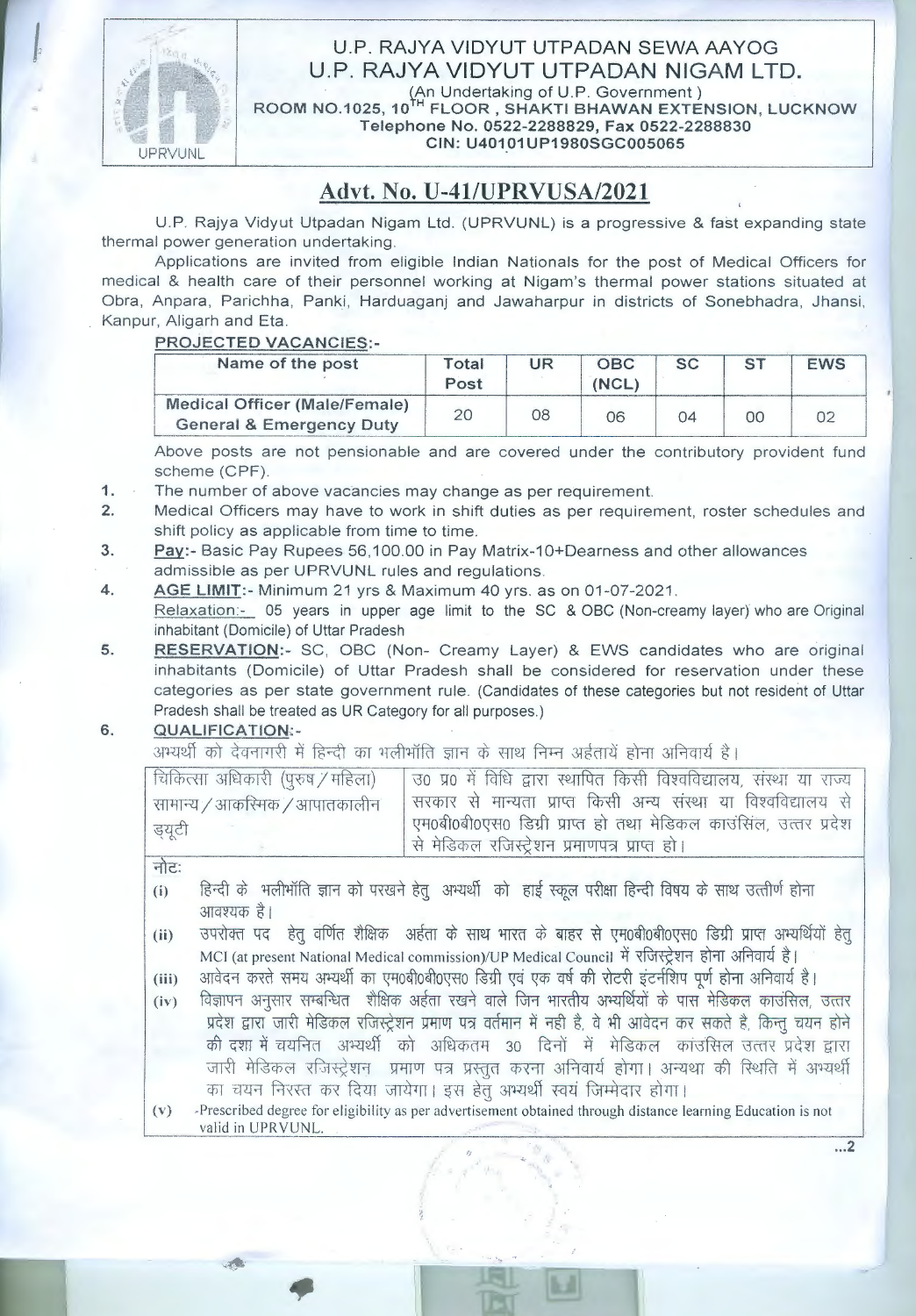# U.P. RAJYA VIDYUT UTPADAN SEWA AAYOG
# U.P. RAJYA VIDYUT UTPADAN NIGAM LTD.

(An Undertaking of U.P. Government)
ROOM NO.1025, 10TH FLOOR, SHAKTI BHAWAN EXTENSION, LUCKNOW
Telephone No. 0522-2288829, Fax 0522-2288830
CIN: U40101UP1980SGC005065

## Advt. No. U-41/UPRVUSA/2021

U.P. Rajya Vidyut Utpadan Nigam Ltd. (UPRVUNL) is a progressive & fast expanding state thermal power generation undertaking.

Applications are invited from eligible Indian Nationals for the post of Medical Officers for medical & health care of their personnel working at Nigam's thermal power stations situated at Obra, Anpara, Parichha, Panki, Harduaganj and Jawaharpur in districts of Sonebhadra, Jhansi, Kanpur, Aligarh and Eta.

**PROJECTED VACANCIES:-**

| Name of the post | Total Post | UR | OBC (NCL) | SC | ST | EWS |
|---|---|---|---|---|---|---|
| **Medical Officer (Male/Female) General & Emergency Duty** | 20 | 08 | 06 | 04 | 00 | 02 |

Above posts are not pensionable and are covered under the contributory provident fund scheme (CPF).

1. The number of above vacancies may change as per requirement.
2. Medical Officers may have to work in shift duties as per requirement, roster schedules and shift policy as applicable from time to time.
3. **Pay:-** Basic Pay Rupees 56,100.00 in Pay Matrix-10+Dearness and other allowances admissible as per UPRVUNL rules and regulations.
4. **AGE LIMIT:-** Minimum 21 yrs & Maximum 40 yrs. as on 01-07-2021.
   Relaxation:- 05 years in upper age limit to the SC & OBC (Non-creamy layer) who are Original inhabitant (Domicile) of Uttar Pradesh
5. **RESERVATION:-** SC, OBC (Non- Creamy Layer) & EWS candidates who are original inhabitants (Domicile) of Uttar Pradesh shall be considered for reservation under these categories as per state government rule. (Candidates of these categories but not resident of Uttar Pradesh shall be treated as UR Category for all purposes.)
6. **QUALIFICATION:-**

अभ्यर्थी को देवनागरी में हिन्दी का भलीभाँति ज्ञान के साथ निम्न अर्हतायें होना अनिवार्य है।

| चिकित्सा अधिकारी (पुरुष / महिला) सामान्य / आकस्मिक / आपातकालीन ड्यूटी | उ0 प्र0 में विधि द्वारा स्थापित किसी विश्वविद्यालय, संस्था या राज्य सरकार से मान्यता प्राप्त किसी अन्य संस्था या विश्वविद्यालय से एम0बी0बी0एस0 डिग्री प्राप्त हो तथा मेडिकल काउंसिल, उत्तर प्रदेश से मेडिकल रजिस्ट्रेशन प्रमाणपत्र प्राप्त हो। |
|---|---|

नोटः

(i) हिन्दी के भलीभाँति ज्ञान को परखने हेतु अभ्यर्थी को हाई स्कूल परीक्षा हिन्दी विषय के साथ उत्तीर्ण होना आवश्यक है।

(ii) उपरोक्त पद हेतु वर्णित शैक्षिक अर्हता के साथ भारत के बाहर से एम0बी0बी0एस0 डिग्री प्राप्त अभ्यर्थियों हेतु MCI (at present National Medical commission)/UP Medical Council में रजिस्ट्रेशन होना अनिवार्य है।

(iii) आवेदन करते समय अभ्यर्थी का एम0बी0बी0एस0 डिग्री एवं एक वर्ष की रोटरी इंटर्नशिप पूर्ण होना अनिवार्य है।

(iv) विज्ञापन अनुसार सम्बन्धित शैक्षिक अर्हता रखने वाले जिन भारतीय अभ्यर्थियों के पास मेडिकल काउंसिल, उत्तर प्रदेश द्वारा जारी मेडिकल रजिस्ट्रेशन प्रमाण पत्र वर्तमान में नही है, वे भी आवेदन कर सकते है, किन्तु चयन होने की दशा में चयनित अभ्यर्थी को अधिकतम 30 दिनों में मेडिकल कांउसिल उत्तर प्रदेश द्वारा जारी मेडिकल रजिस्ट्रेशन प्रमाण पत्र प्रस्तुत करना अनिवार्य होगा। अन्यथा की स्थिति में अभ्यर्थी का चयन निरस्त कर दिया जायेगा। इस हेतु अभ्यर्थी स्वयं जिम्मेदार होगा।

(v) Prescribed degree for eligibility as per advertisement obtained through distance learning Education is not valid in UPRVUNL.

...2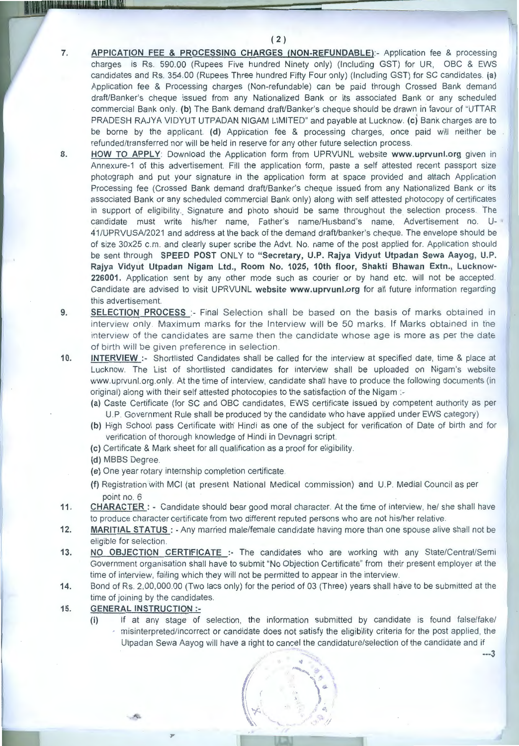7. **APPICATION FEE & PROCESSING CHARGES (NON-REFUNDABLE)**:- Application fee & processing charges is Rs. 590.00 (Rupees Five hundred Ninety only) (Including GST) for UR, OBC & EWS candidates and Rs. 354.00 (Rupees Three hundred Fifty Four only) (Including GST) for SC candidates. **(a)** Application fee & Processing charges (Non-refundable) can be paid through Crossed Bank demand draft/Banker's cheque issued from any Nationalized Bank or its associated Bank or any scheduled commercial Bank only. **(b)** The Bank demand draft/Banker's cheque should be drawn in favour of "UTTAR PRADESH RAJYA VIDYUT UTPADAN NIGAM LIMITED" and payable at Lucknow. **(c)** Bank charges are to be borne by the applicant. **(d)** Application fee & processing charges, once paid will neither be refunded/transferred nor will be held in reserve for any other future selection process.

8. **HOW TO APPLY**: Download the Application form from UPRVUNL website **www.uprvunl.org** given in Annexure-1 of this advertisement. Fill the application form, paste a self attested recent passport size photograph and put your signature in the application form at space provided and attach Application Processing fee (Crossed Bank demand draft/Banker's cheque issued from any Nationalized Bank or its associated Bank or any scheduled commercial Bank only) along with self attested photocopy of certificates in support of eligibility. Signature and photo should be same throughout the selection process. The candidate must write his/her name, Father's name/Husband's name, Advertisement no. U-41/UPRVUSA/2021 and address at the back of the demand draft/banker's cheque. The envelope should be of size 30x25 c.m. and clearly super scribe the Advt. No. name of the post applied for. Application should be sent through **SPEED POST** ONLY to **"Secretary, U.P. Rajya Vidyut Utpadan Sewa Aayog, U.P. Rajya Vidyut Utpadan Nigam Ltd., Room No. 1025, 10th floor, Shakti Bhawan Extn., Lucknow-226001.** Application sent by any other mode such as courier or by hand etc. will not be accepted. Candidate are advised to visit UPRVUNL **website www.uprvunl.org** for all future information regarding this advertisement.

9. **SELECTION PROCESS** :- Final Selection shall be based on the basis of marks obtained in interview only. Maximum marks for the Interview will be 50 marks. If Marks obtained in the interview of the candidates are same then the candidate whose age is more as per the date of birth will be given preference in selection.

10. **INTERVIEW** :- Shortlisted Candidates shall be called for the interview at specified date, time & place at Lucknow. The List of shortlisted candidates for interview shall be uploaded on Nigam's website www.uprvunl.org.only. At the time of interview, candidate shall have to produce the following documents (in original) along with their self attested photocopies to the satisfaction of the Nigam :-
    - (a) Caste Certificate (for SC and OBC candidates, EWS certificate issued by competent authority as per U.P. Government Rule shall be produced by the candidate who have applied under EWS category)
    - (b) High School pass Certificate with Hindi as one of the subject for verification of Date of birth and for verification of thorough knowledge of Hindi in Devnagri script.
    - (c) Certificate & Mark sheet for all qualification as a proof for eligibility.
    - (d) MBBS Degree.
    - (e) One year rotary internship completion certificate.
    - (f) Registration with MCI (at present National Medical commission) and U.P. Medial Council as per point no. 6

11. **CHARACTER** : - Candidate should bear good moral character. At the time of interview, he/ she shall have to produce character certificate from two different reputed persons who are not his/her relative.

12. **MARITIAL STATUS** : - Any married male/female candidate having more than one spouse alive shall not be eligible for selection.

13. **NO OBJECTION CERTIFICATE** :- The candidates who are working with any State/Central/Semi Government organisation shall have to submit "No Objection Certificate" from their present employer at the time of interview, failing which they will not be permitted to appear in the interview.

14. Bond of Rs. 2,00,000.00 (Two lacs only) for the period of 03 (Three) years shall have to be submitted at the time of joining by the candidates.

15. **GENERAL INSTRUCTION** :-
    - (i) If at any stage of selection, the information submitted by candidate is found false/fake/ misinterpreted/incorrect or candidate does not satisfy the eligibility criteria for the post applied, the Utpadan Sewa Aayog will have a right to cancel the candidature/selection of the candidate and if

---3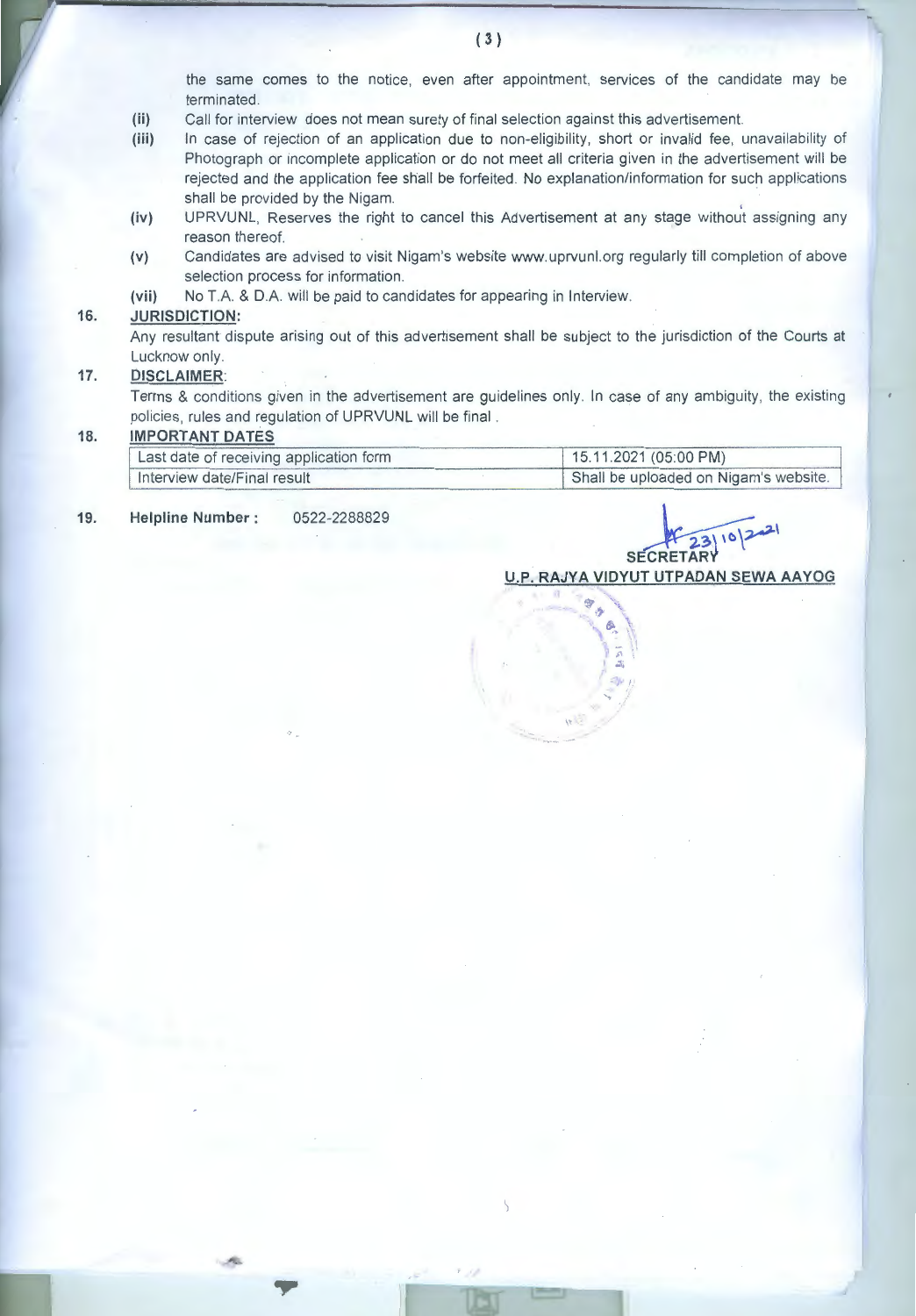the same comes to the notice, even after appointment, services of the candidate may be terminated.

(ii) Call for interview does not mean surety of final selection against this advertisement.

(iii) In case of rejection of an application due to non-eligibility, short or invalid fee, unavailability of Photograph or incomplete application or do not meet all criteria given in the advertisement will be rejected and the application fee shall be forfeited. No explanation/information for such applications shall be provided by the Nigam.

(iv) UPRVUNL, Reserves the right to cancel this Advertisement at any stage without assigning any reason thereof.

(v) Candidates are advised to visit Nigam's website www.uprvunl.org regularly till completion of above selection process for information.

(vii) No T.A. & D.A. will be paid to candidates for appearing in Interview.

**16. JURISDICTION:**

Any resultant dispute arising out of this advertisement shall be subject to the jurisdiction of the Courts at Lucknow only.

**17. DISCLAIMER:**

Terms & conditions given in the advertisement are guidelines only. In case of any ambiguity, the existing policies, rules and regulation of UPRVUNL will be final.

**18. IMPORTANT DATES**

| Last date of receiving application form | 15.11.2021 (05:00 PM) |
|---|---|
| Interview date/Final result | Shall be uploaded on Nigam's website. |

**19. Helpline Number :** 0522-2288829

23/10/2021

**SECRETARY**

**U.P. RAJYA VIDYUT UTPADAN SEWA AAYOG**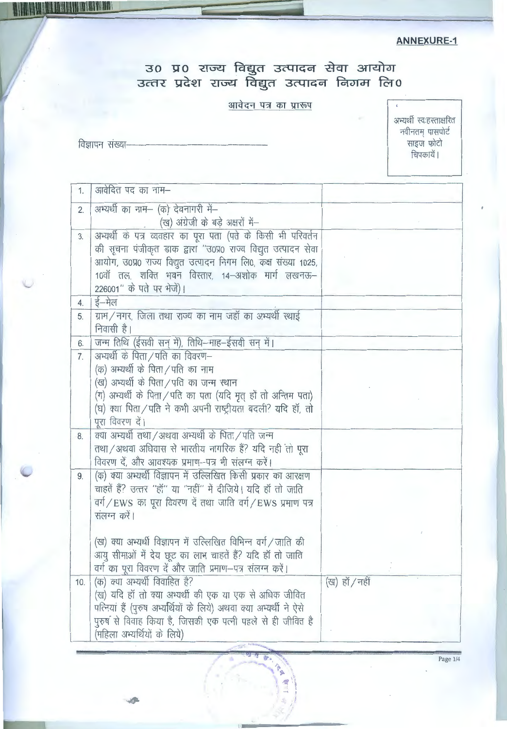**ANNEXURE-1**

# उ0 प्र0 राज्य विद्युत उत्पादन सेवा आयोग
# उत्तर प्रदेश राज्य विद्युत उत्पादन निगम लि0

आवेदन पत्र का प्रारूप

विज्ञापन संख्या—————————————

अभ्यर्थी स्वःहस्ताक्षरित नवीनतम् पासपोर्ट साइज फोटो चिपकायें।

| | | |
|---|---|---|
| 1. | आवेदित पद का नाम– | |
| 2. | अभ्यर्थी का नाम– (क) देवनागरी में–<br>(ख) अंग्रेजी के बड़े अक्षरों में– | |
| 3. | अभ्यर्थी के पत्र व्यवहार का पूरा पता (पते के किसी भी परिवर्तन की सूचना पंजीकृत डाक द्वारा "उ0प्र0 राज्य विद्युत उत्पादन सेवा आयोग, उ0प्र0 राज्य विद्युत उत्पादन निगम लि0, कक्ष संख्या 1025, 10वॉ तल, शक्ति भवन विस्तार, 14–अशोक मार्ग लखनऊ–226001" के पते पर भेजें)। | |
| 4. | ई–मेल | |
| 5. | ग्राम/नगर, जिला तथा राज्य का नाम जहॉ का अभ्यर्थी स्थाई निवासी है। | |
| 6. | जन्म तिथि (ईसवी सन् में), तिथि–माह–ईसवी सन् में। | |
| 7. | अभ्यर्थी के पिता/पति का विवरण–<br>(क) अभ्यर्थी के पिता/पति का नाम<br>(ख) अभ्यर्थी के पिता/पति का जन्म स्थान<br>(ग) अभ्यर्थी के पिता/पति का पता (यदि मृत् हों तो अन्तिम पता)<br>(घ) क्या पिता/पति ने कभी अपनी राष्ट्रीयता बदली? यदि हॉ, तो पूरा विवरण दें। | |
| 8. | क्या अभ्यर्थी तथा/अथवा अभ्यर्थी के पिता/पति जन्म तथा/अथवा अधिवास से भारतीय नागरिक हैं? यदि नही तो पूरा विवरण दें, और आवश्यक प्रमाण–पत्र भी संलग्न करें। | |
| 9. | (क) क्या अभ्यर्थी विज्ञापन में उल्लिखित किसी प्रकार का आरक्षण चाहतें हैं? उत्तर "हॉ" या "नहीं" में दीजिये। यदि हॉ तो जाति वर्ग/EWS का पूरा विवरण दें तथा जाति वर्ग/EWS प्रमाण पत्र संलग्न करें।<br><br>(ख) क्या अभ्यर्थी विज्ञापन में उल्लिखित विभिन्न वर्ग/जाति की आयु सीमाओं में देय छूट का लाभ चाहते हैं? यदि हॉ तो जाति वर्ग का पूरा विवरण दें और जाति प्रमाण–पत्र संलग्न करें। | |
| 10. | (क) क्या अभ्यर्थी विवाहित है?<br>(ख) यदि हॉ तो क्या अभ्यर्थी की एक या एक से अधिक जीवित पत्नियां हैं (पुरुष अभ्यर्थियों के लिये) अथवा क्या अभ्यर्थी ने ऐसे पुरुष से विवाह किया है, जिसकी एक पत्नी पहले से ही जीवित है (महिला अभ्यर्थियों के लिये) | (ख) हॉ/नहीं |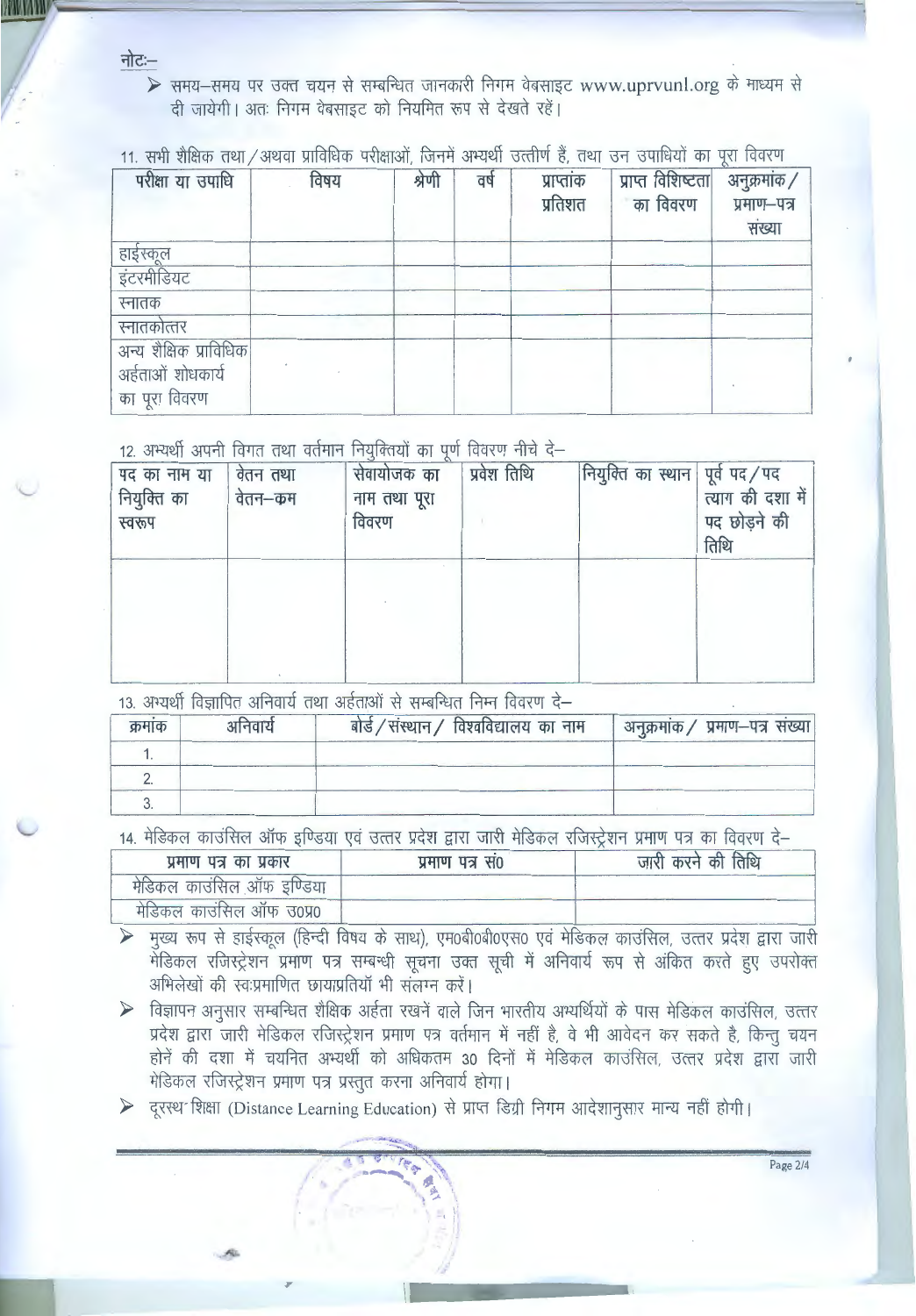नोटः–

- समय–समय पर उक्त चयन से सम्बन्धित जानकारी निगम वेबसाइट www.uprvunl.org के माध्यम से दी जायेगी। अतः निगम वेबसाइट को नियमित रूप से देखते रहें।

11. सभी शैक्षिक तथा/अथवा प्राविधिक परीक्षाओं, जिनमें अभ्यर्थी उत्तीर्ण हैं, तथा उन उपाधियों का पूरा विवरण

| परीक्षा या उपाधि | विषय | श्रेणी | वर्ष | प्राप्तांक प्रतिशत | प्राप्त विशिष्टता का विवरण | अनुक्रमांक/ प्रमाण–पत्र संख्या |
|---|---|---|---|---|---|---|
| हाईस्कूल | | | | | | |
| इंटरमीडियट | | | | | | |
| स्नातक | | | | | | |
| स्नातकोत्तर | | | | | | |
| अन्य शैक्षिक प्राविधिक अर्हताओं शोधकार्य का पूरा विवरण | | | | | | |

12. अभ्यर्थी अपनी विगत तथा वर्तमान नियुक्तियों का पूर्ण विवरण नीचे दे–

| पद का नाम या नियुक्ति का स्वरूप | वेतन तथा वेतन–क्रम | सेवायोजक का नाम तथा पूरा विवरण | प्रवेश तिथि | नियुक्ति का स्थान | पूर्व पद/पद त्याग की दशा में पद छोड़ने की तिथि |
|---|---|---|---|---|---|
| | | | | | |

13. अभ्यर्थी विज्ञापित अनिवार्य तथा अर्हताओं से सम्बन्धित निम्न विवरण दे–

| क्रमांक | अनिवार्य | बोर्ड/संस्थान/ विश्वविद्यालय का नाम | अनुक्रमांक/ प्रमाण–पत्र संख्या |
|---|---|---|---|
| 1. | | | |
| 2. | | | |
| 3. | | | |

14. मेडिकल काउंसिल ऑफ इण्डिया एवं उत्तर प्रदेश द्वारा जारी मेडिकल रजिस्ट्रेशन प्रमाण पत्र का विवरण दे–

| प्रमाण पत्र का प्रकार | प्रमाण पत्र सं0 | जारी करने की तिथि |
|---|---|---|
| मेडिकल काउंसिल ऑफ इण्डिया | | |
| मेडिकल काउंसिल ऑफ उ0प्र0 | | |

- मुख्य रूप से हाईस्कूल (हिन्दी विषय के साथ), एम0बी0बी0एस0 एवं मेडिकल काउंसिल, उत्तर प्रदेश द्वारा जारी मेडिकल रजिस्ट्रेशन प्रमाण पत्र सम्बन्धी सूचना उक्त सूची में अनिवार्य रूप से अंकित करते हुए उपरोक्त अभिलेखों की स्वःप्रमाणित छायाप्रतियाँ भी संलग्न करें।
- विज्ञापन अनुसार सम्बन्धित शैक्षिक अर्हता रखनें वाले जिन भारतीय अभ्यर्थियों के पास मेडिकल काउंसिल, उत्तर प्रदेश द्वारा जारी मेडिकल रजिस्ट्रेशन प्रमाण पत्र वर्तमान में नहीं है, वे भी आवेदन कर सकते है, किन्तु चयन होनें की दशा में चयनित अभ्यर्थी को अधिकतम 30 दिनों में मेडिकल काउंसिल, उत्तर प्रदेश द्वारा जारी मेडिकल रजिस्ट्रेशन प्रमाण पत्र प्रस्तुत करना अनिवार्य होगा।
- दूरस्थ शिक्षा (Distance Learning Education) से प्राप्त डिग्री निगम आदेशानुसार मान्य नहीं होगी।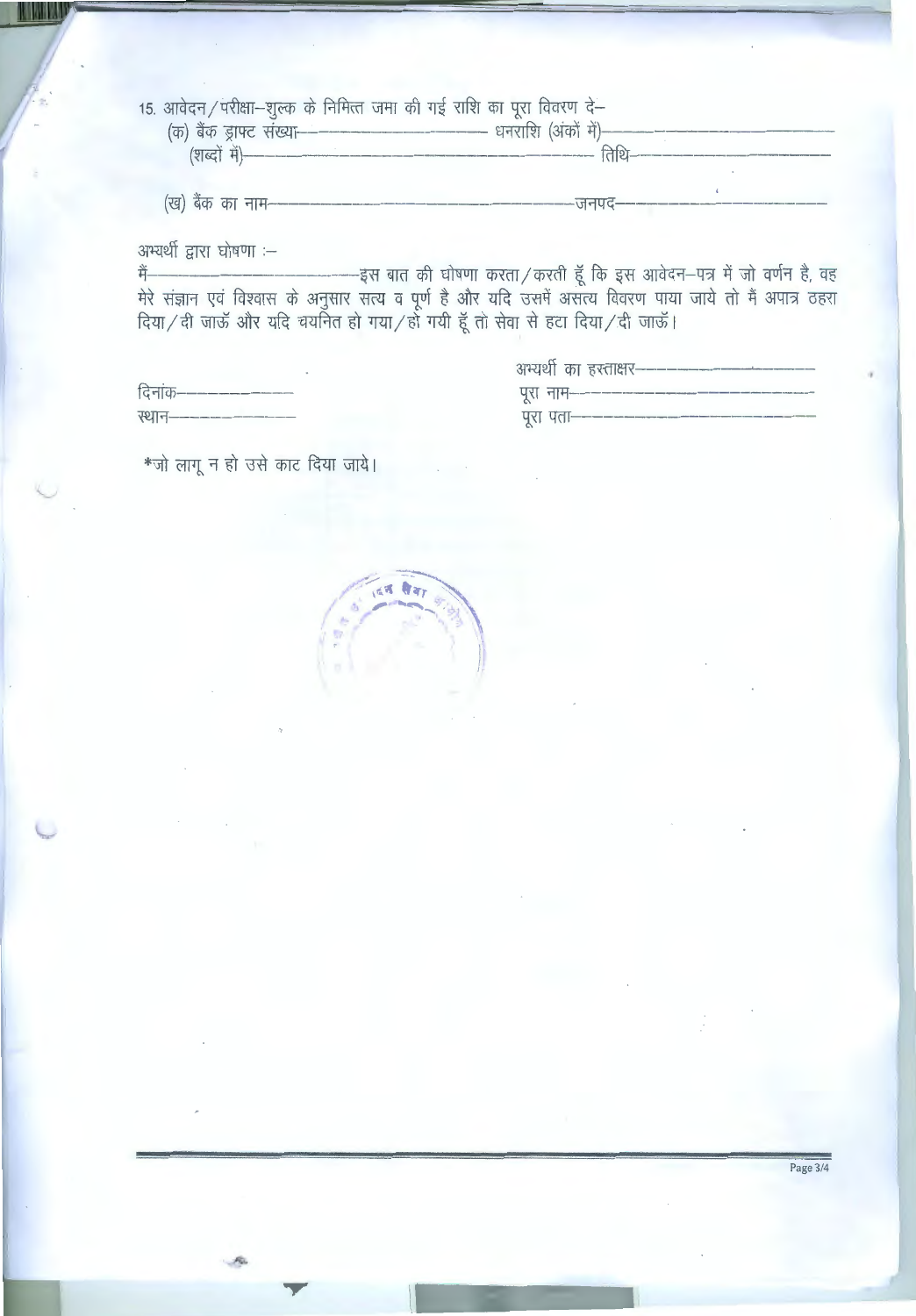15. आवेदन/परीक्षा–शुल्क के निमित्त जमा की गई राशि का पूरा विवरण दे–

(क) बैंक ड्राफ्ट संख्या———————————— धनराशि (अंकों में)————————————

(शब्दों में)———————————————————————— तिथि————————————

(ख) बैंक का नाम——————————————————————जनपद————————————

अभ्यर्थी द्वारा घोषणा :–

मैं————————————इस बात की घोषणा करता/करती हूँ कि इस आवेदन–पत्र में जो वर्णन है, वह मेरे संज्ञान एवं विश्वास के अनुसार सत्य व पूर्ण है और यदि उसमें असत्य विवरण पाया जाये तो मैं अपात्र ठहरा दिया/दी जाऊँ और यदि चयनित हो गया/हो गयी हूँ तो सेवा से हटा दिया/दी जाऊँ।

अभ्यर्थी का हस्ताक्षर————————————

दिनांक————————

पूरा नाम————————————

स्थान————————

पूरा पता————————————

*जो लागू न हो उसे काट दिया जाये।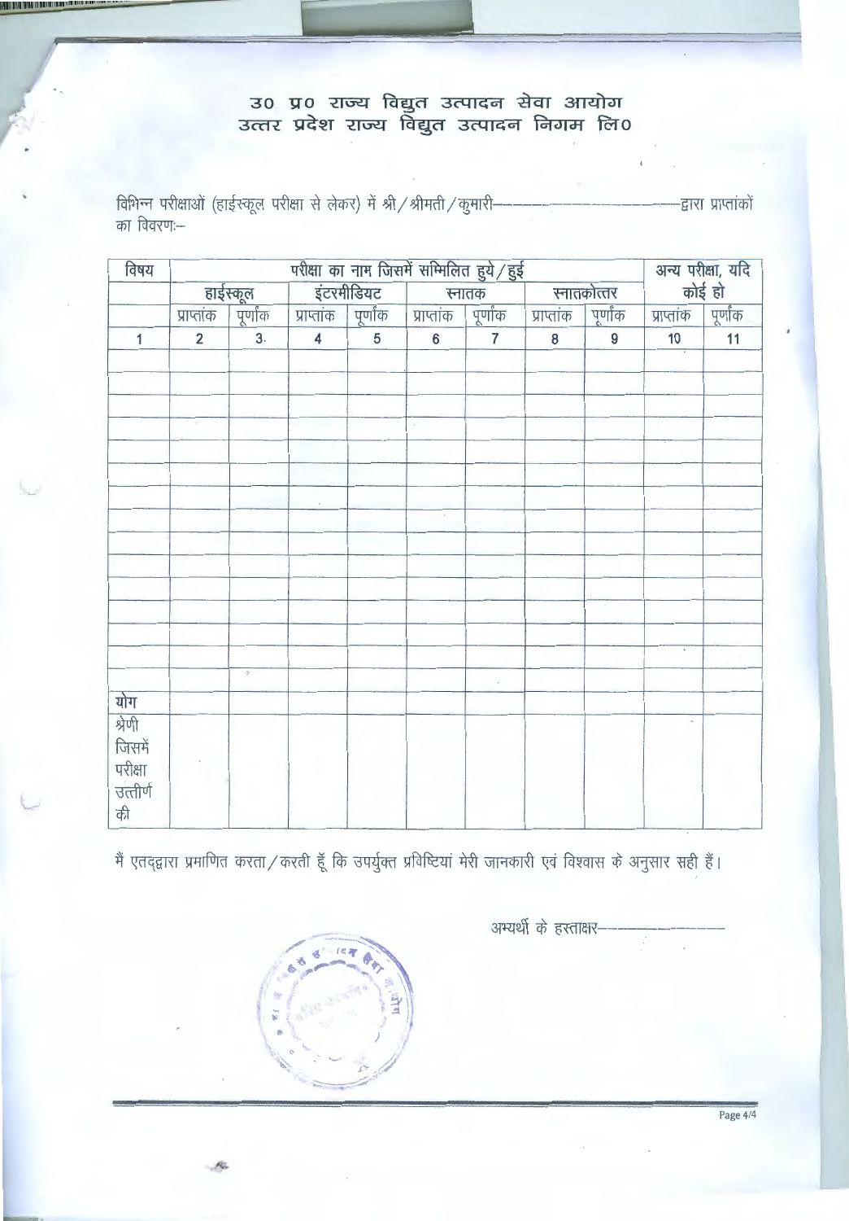# उ० प्र० राज्य विद्युत उत्पादन सेवा आयोग
## उत्तर प्रदेश राज्य विद्युत उत्पादन निगम लि०

विभिन्न परीक्षाओं (हाईस्कूल परीक्षा से लेकर) में श्री/श्रीमती/कुमारी-------------------------------द्वारा प्राप्तांकों का विवरणः–

| विषय | परीक्षा का नाम जिसमें सम्मिलित हुये/हुई | | | | | | | | अन्य परीक्षा, यदि कोई हो | |
|---|---|---|---|---|---|---|---|---|---|---|
| | हाईस्कूल | | इंटरमीडियट | | स्नातक | | स्नातकोत्तर | | | |
| | प्राप्तांक | पूर्णांक | प्राप्तांक | पूर्णांक | प्राप्तांक | पूर्णांक | प्राप्तांक | पूर्णांक | प्राप्तांक | पूर्णांक |
| 1 | 2 | 3. | 4 | 5 | 6 | 7 | 8 | 9 | 10 | 11 |
| | | | | | | | | | | |
| | | | | | | | | | | |
| | | | | | | | | | | |
| | | | | | | | | | | |
| | | | | | | | | | | |
| | | | | | | | | | | |
| | | | | | | | | | | |
| | | | | | | | | | | |
| | | | | | | | | | | |
| | | | | | | | | | | |
| | | | | | | | | | | |
| | | | | | | | | | | |
| | | | | | | | | | | |
| | | | | | | | | | | |
| | | | | | | | | | | |
| योग | | | | | | | | | | |
| श्रेणी जिसमें परीक्षा उत्तीर्ण की | | | | | | | | | | |

मैं एतद्द्वारा प्रमाणित करता/करती हूँ कि उपर्युक्त प्रविष्टियां मेरी जानकारी एवं विश्वास के अनुसार सही हैं।

अभ्यर्थी के हस्ताक्षर-------------------